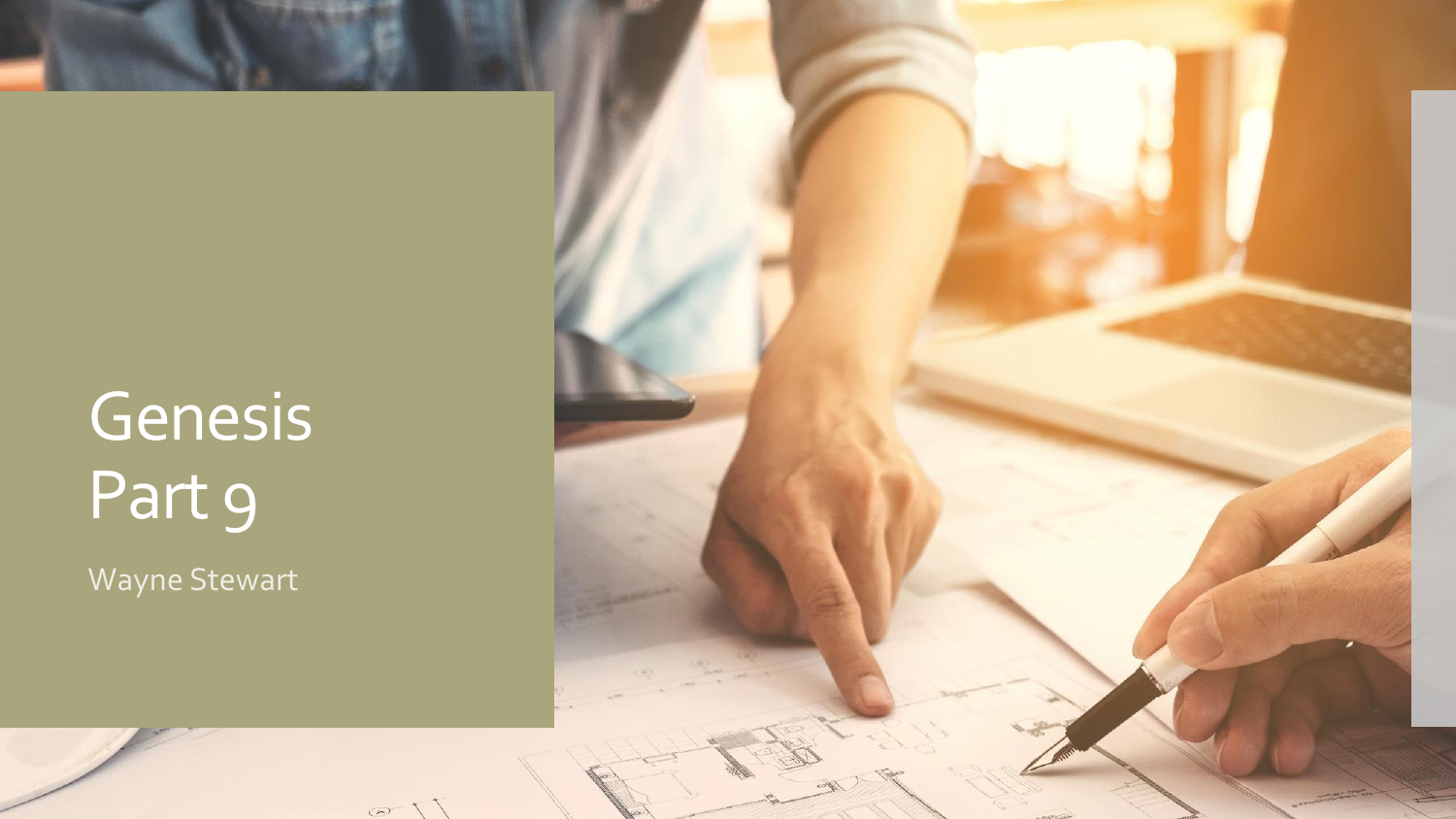# Genesis Part 9

Wayne Stewart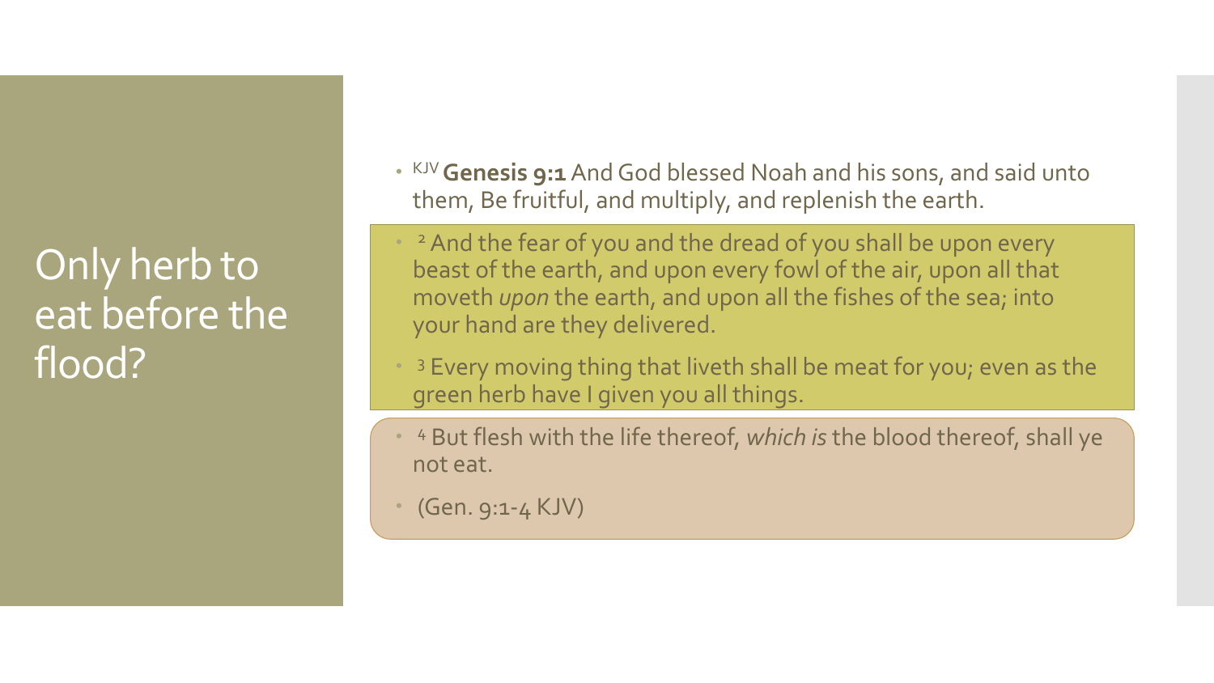# Only herb to eat before the flood?

- [KJV] **Genesis 9:1** And God blessed Noah and his sons, and said unto them, Be fruitful, and multiply, and replenish the earth.
- [2] And the fear of you and the dread of you shall be upon every beast of the earth, and upon every fowl of the air, upon all that moveth *upon* the earth, and upon all the fishes of the sea; into your hand are they delivered.
- [3] Every moving thing that liveth shall be meat for you; even as the green herb have I given you all things.
- [4] But flesh with the life thereof, *which is* the blood thereof, shall ye not eat.
- (Gen. 9:1-4 KJV)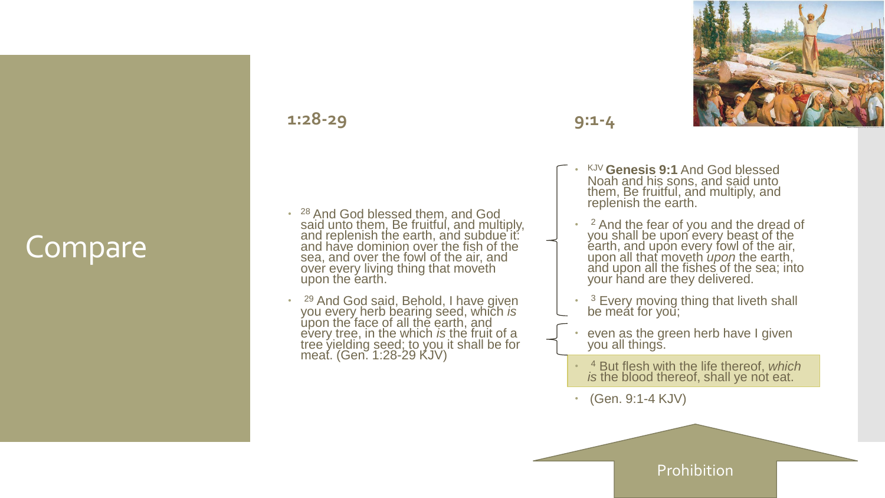# Compare

## 1:28-29

- [28] And God blessed them, and God said unto them, Be fruitful, and multiply, and replenish the earth, and subdue it: and have dominion over the fish of the sea, and over the fowl of the air, and over every living thing that moveth upon the earth.
- [29] And God said, Behold, I have given you every herb bearing seed, which *is* upon the face of all the earth, and every tree, in the which *is* the fruit of a tree yielding seed; to you it shall be for meat. (Gen. 1:28-29 KJV)

## 9:1-4

- KJV **Genesis 9:1** And God blessed Noah and his sons, and said unto them, Be fruitful, and multiply, and replenish the earth.
- [2] And the fear of you and the dread of you shall be upon every beast of the earth, and upon every fowl of the air, upon all that moveth *upon* the earth, and upon all the fishes of the sea; into your hand are they delivered.
- [3] Every moving thing that liveth shall be meat for you;
- even as the green herb have I given you all things.
- [4] But flesh with the life thereof, *which is* the blood thereof, shall ye not eat.
- (Gen. 9:1-4 KJV)

Prohibition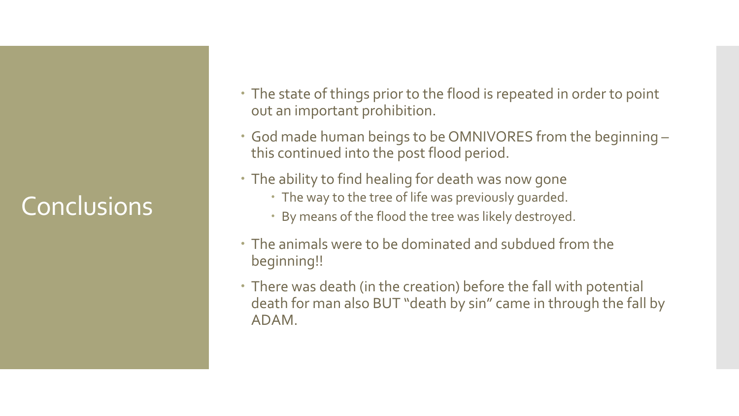# Conclusions

- The state of things prior to the flood is repeated in order to point out an important prohibition.
- God made human beings to be OMNIVORES from the beginning – this continued into the post flood period.
- The ability to find healing for death was now gone
  - The way to the tree of life was previously guarded.
  - By means of the flood the tree was likely destroyed.
- The animals were to be dominated and subdued from the beginning!!
- There was death (in the creation) before the fall with potential death for man also BUT "death by sin" came in through the fall by ADAM.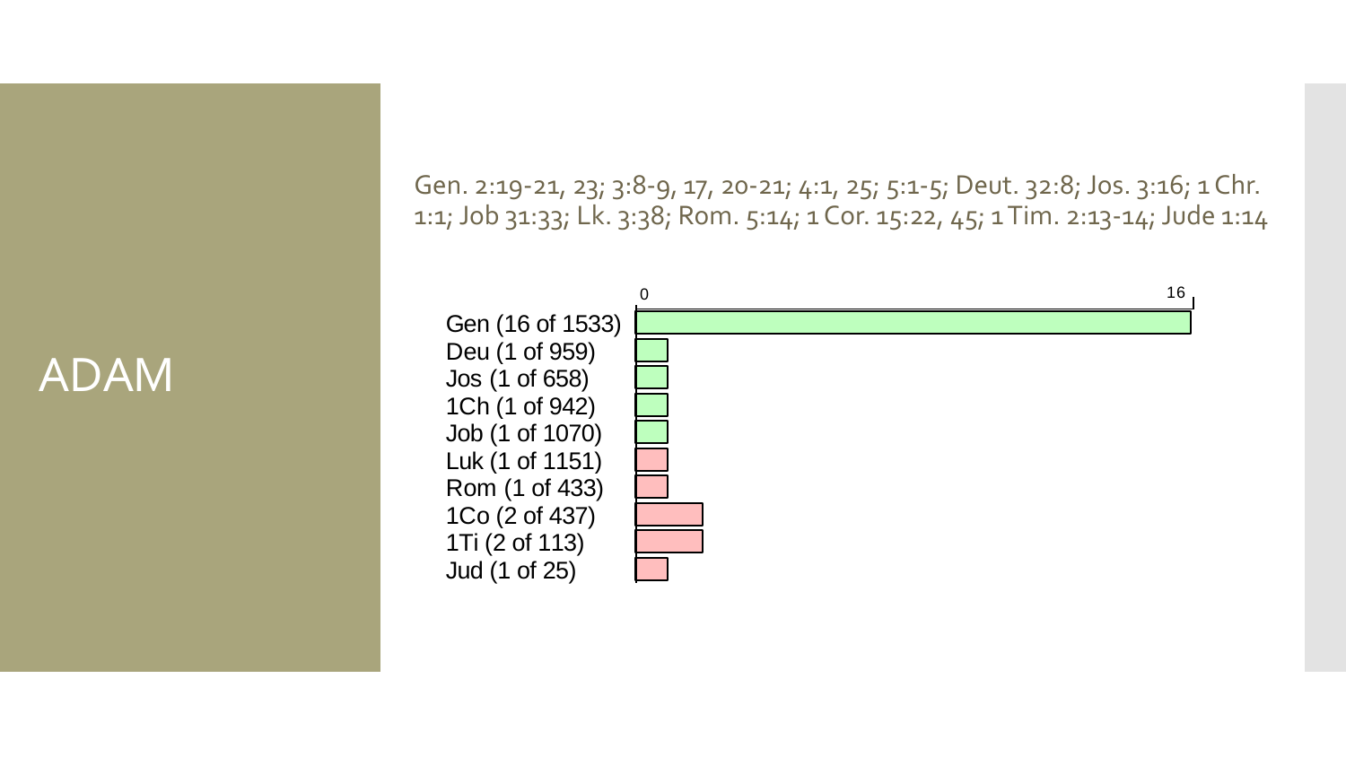# ADAM

Gen. 2:19-21, 23; 3:8-9, 17, 20-21; 4:1, 25; 5:1-5; Deut. 32:8; Jos. 3:16; 1 Chr. 1:1; Job 31:33; Lk. 3:38; Rom. 5:14; 1 Cor. 15:22, 45; 1 Tim. 2:13-14; Jude 1:14

| Book | Occurrences |
| --- | --- |
| Gen (16 of 1533) | 16 |
| Deu (1 of 959) | 1 |
| Jos (1 of 658) | 1 |
| 1Ch (1 of 942) | 1 |
| Job (1 of 1070) | 1 |
| Luk (1 of 1151) | 1 |
| Rom (1 of 433) | 1 |
| 1Co (2 of 437) | 2 |
| 1Ti (2 of 113) | 2 |
| Jud (1 of 25) | 1 |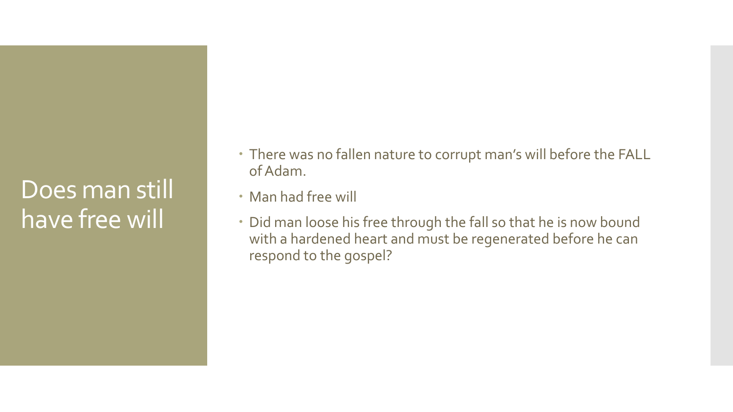# Does man still have free will

- There was no fallen nature to corrupt man's will before the FALL of Adam.
- Man had free will
- Did man loose his free through the fall so that he is now bound with a hardened heart and must be regenerated before he can respond to the gospel?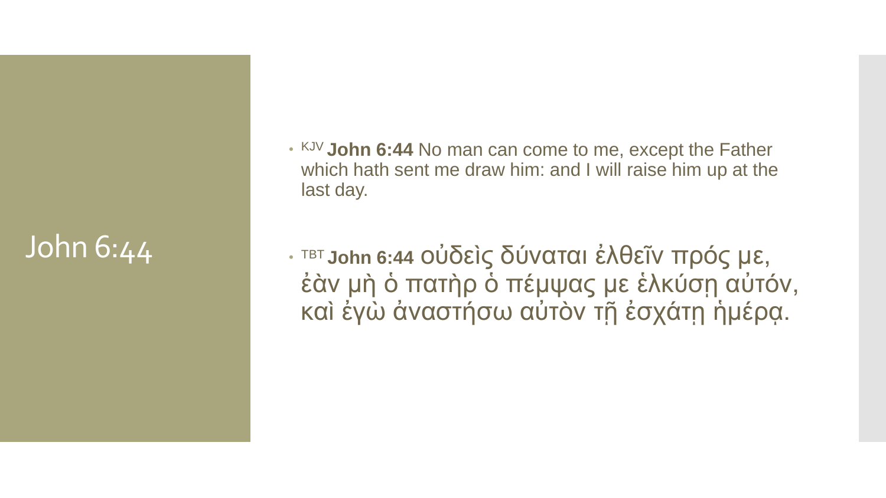# John 6:44

- [KJV] **John 6:44** No man can come to me, except the Father which hath sent me draw him: and I will raise him up at the last day.

- [TBT] **John 6:44** οὐδεὶς δύναται ἐλθεῖν πρός με, ἐὰν μὴ ὁ πατὴρ ὁ πέμψας με ἑλκύσῃ αὐτόν, καὶ ἐγὼ ἀναστήσω αὐτὸν τῇ ἐσχάτῃ ἡμέρᾳ.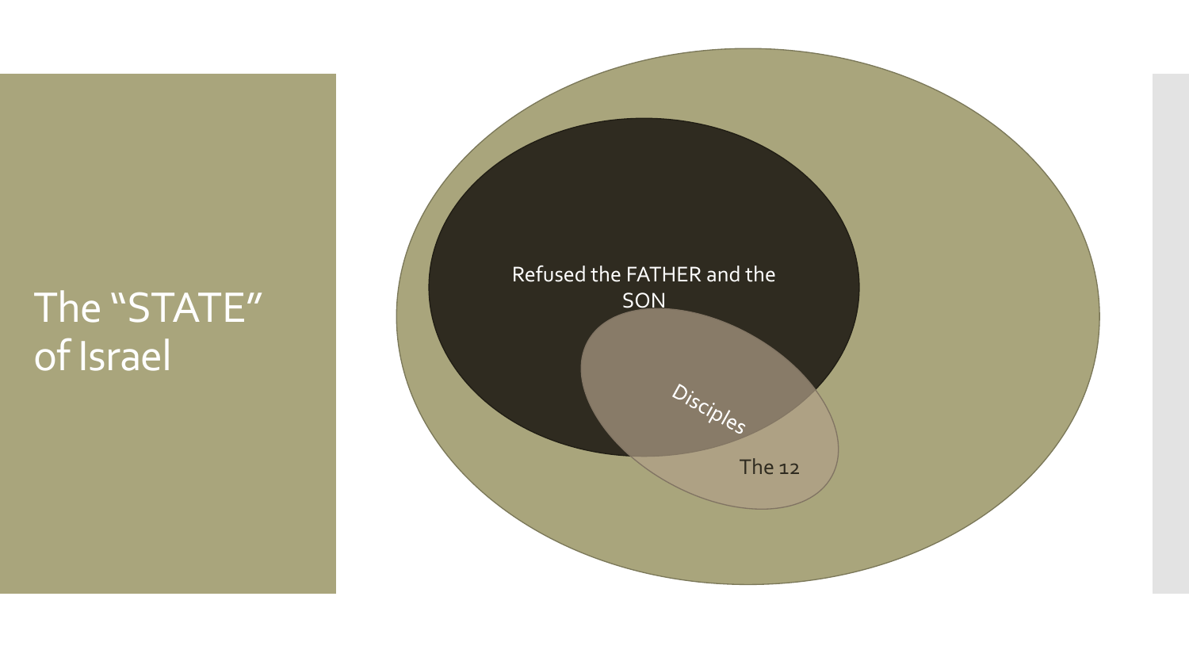# The "STATE" of Israel

Refused the FATHER and the SON

Disciples

The 12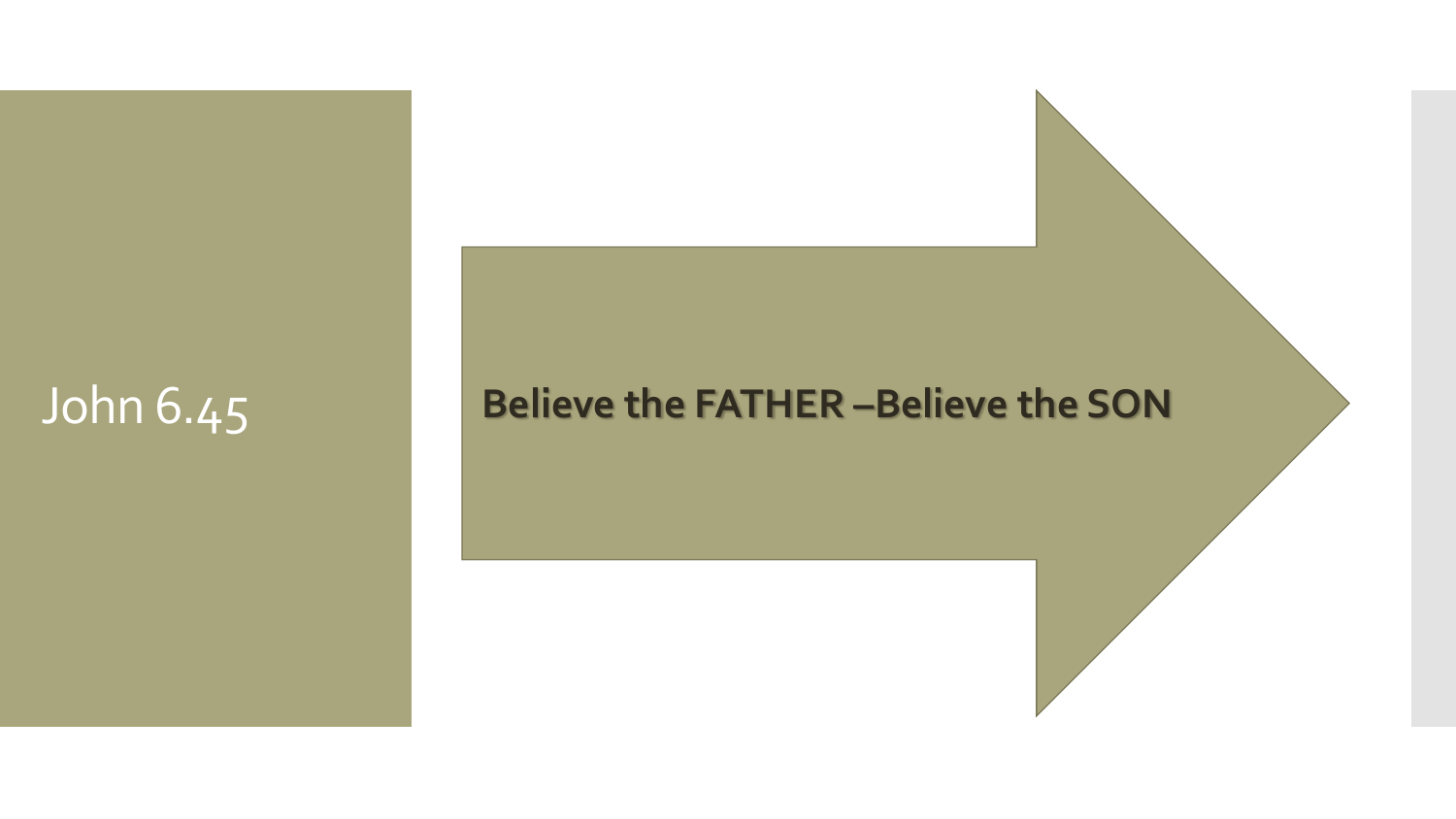# John 6.45

**Believe the FATHER –Believe the SON**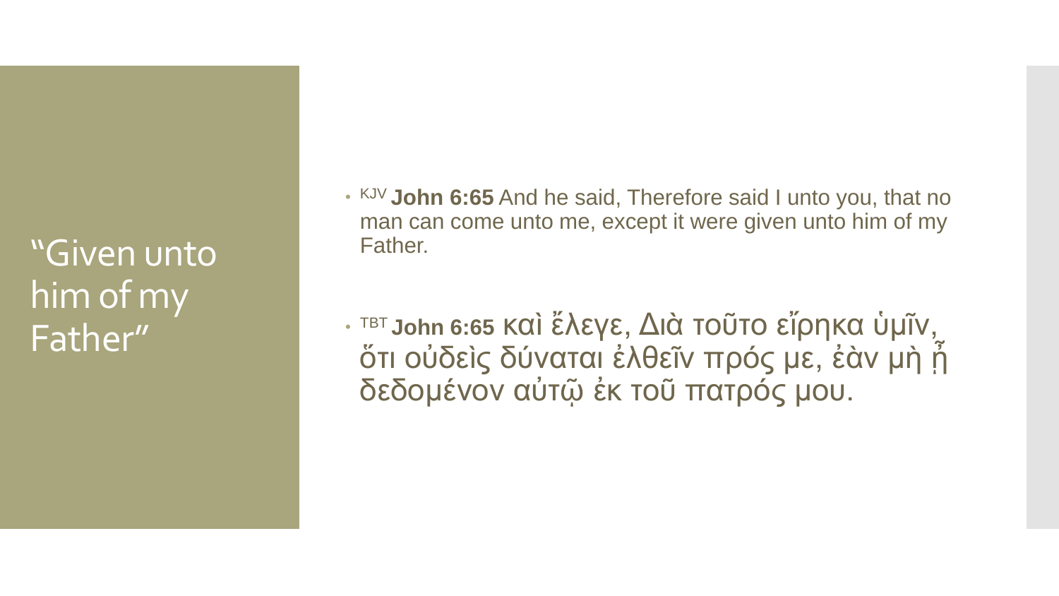# "Given unto him of my Father"

- [KJV] **John 6:65** And he said, Therefore said I unto you, that no man can come unto me, except it were given unto him of my Father.

- [TBT] **John 6:65** καὶ ἔλεγε, Διὰ τοῦτο εἴρηκα ὑμῖν, ὅτι οὐδεὶς δύναται ἐλθεῖν πρός με, ἐὰν μὴ ᾖ δεδομένον αὐτῷ ἐκ τοῦ πατρός μου.